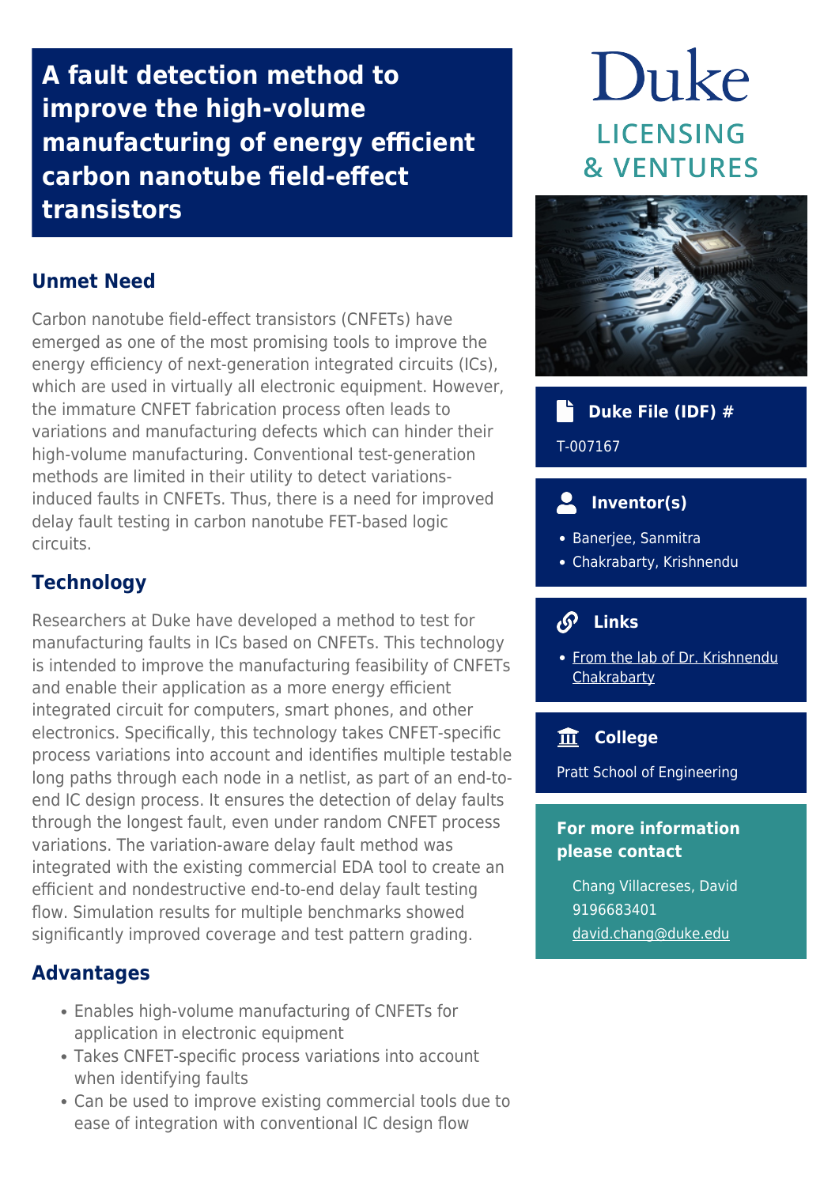# A fault detection method to improve the high-volume manufacturing of energy efficient carbon nanotube field-effect transistors

## Unmet Need

Carbon nanotube field-effect transistors (CNFETs) have emerged as one of the most promising tools to improve the energy efficiency of next-generation integrated circuits (ICs), which are used in virtually all electronic equipment. However, the immature CNFET fabrication process often leads to variations and manufacturing defects which can hinder their high-volume manufacturing. Conventional test-generation methods are limited in their utility to detect variations-induced faults in CNFETs. Thus, there is a need for improved delay fault testing in carbon nanotube FET-based logic circuits.

## Technology

Researchers at Duke have developed a method to test for manufacturing faults in ICs based on CNFETs. This technology is intended to improve the manufacturing feasibility of CNFETs and enable their application as a more energy efficient integrated circuit for computers, smart phones, and other electronics. Specifically, this technology takes CNFET-specific process variations into account and identifies multiple testable long paths through each node in a netlist, as part of an end-to-end IC design process. It ensures the detection of delay faults through the longest fault, even under random CNFET process variations. The variation-aware delay fault method was integrated with the existing commercial EDA tool to create an efficient and nondestructive end-to-end delay fault testing flow. Simulation results for multiple benchmarks showed significantly improved coverage and test pattern grading.

## Advantages

- Enables high-volume manufacturing of CNFETs for application in electronic equipment
- Takes CNFET-specific process variations into account when identifying faults
- Can be used to improve existing commercial tools due to ease of integration with conventional IC design flow

Duke LICENSING & VENTURES

**Duke File (IDF) #**

T-007167

**Inventor(s)**

- Banerjee, Sanmitra
- Chakrabarty, Krishnendu

**Links**

- From the lab of Dr. Krishnendu Chakrabarty

**College**

Pratt School of Engineering

**For more information please contact**

Chang Villacreses, David
9196683401
david.chang@duke.edu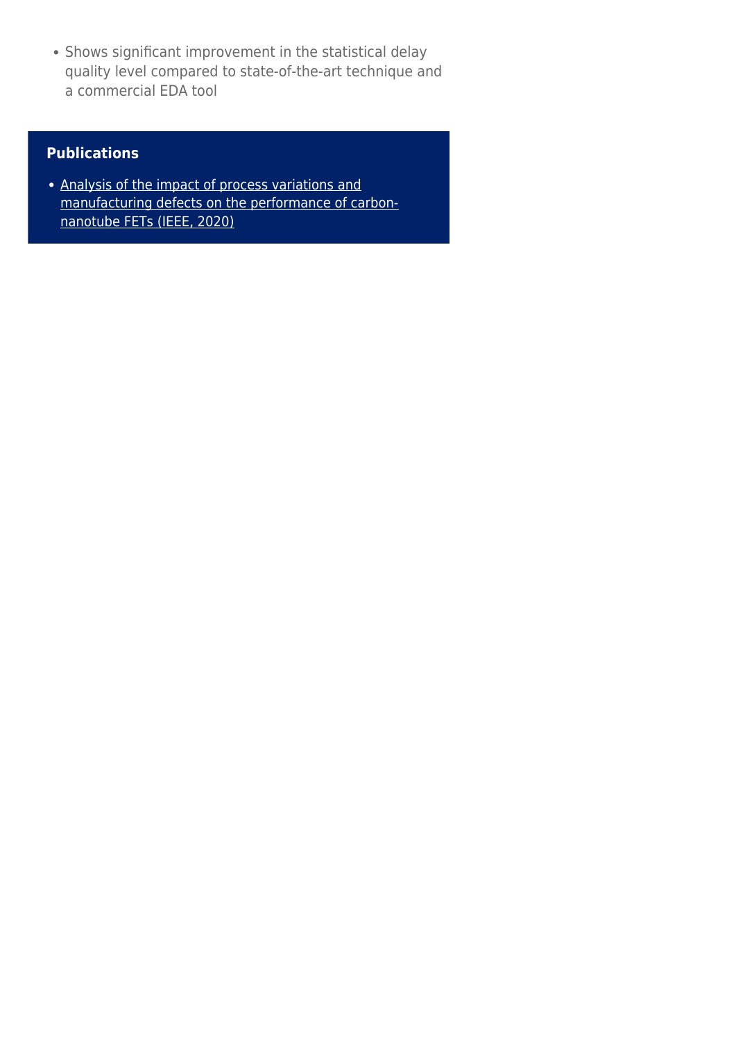- Shows significant improvement in the statistical delay quality level compared to state-of-the-art technique and a commercial EDA tool

## Publications

- Analysis of the impact of process variations and manufacturing defects on the performance of carbon-nanotube FETs (IEEE, 2020)